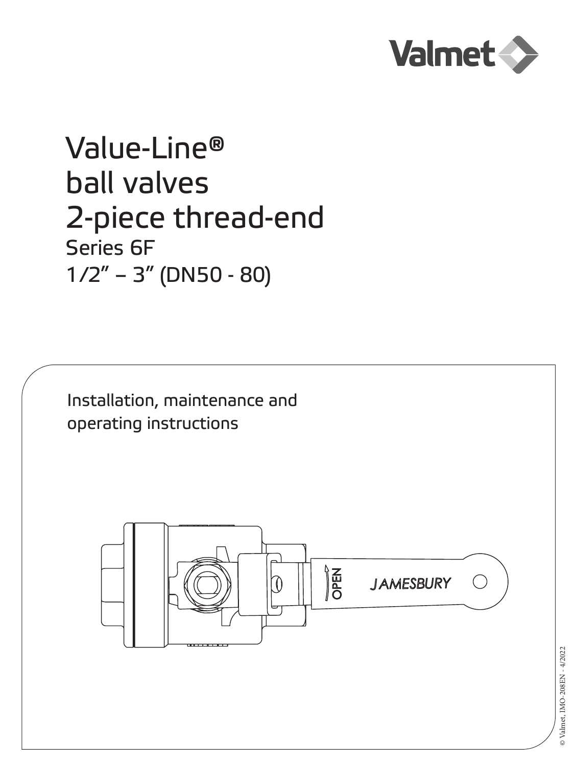# Value-Line® ball valves 2-piece thread-end

## Series 6F

## 1/2" – 3" (DN50 - 80)

Installation, maintenance and operating instructions

© Valmet, IMO-208EN - 4/2022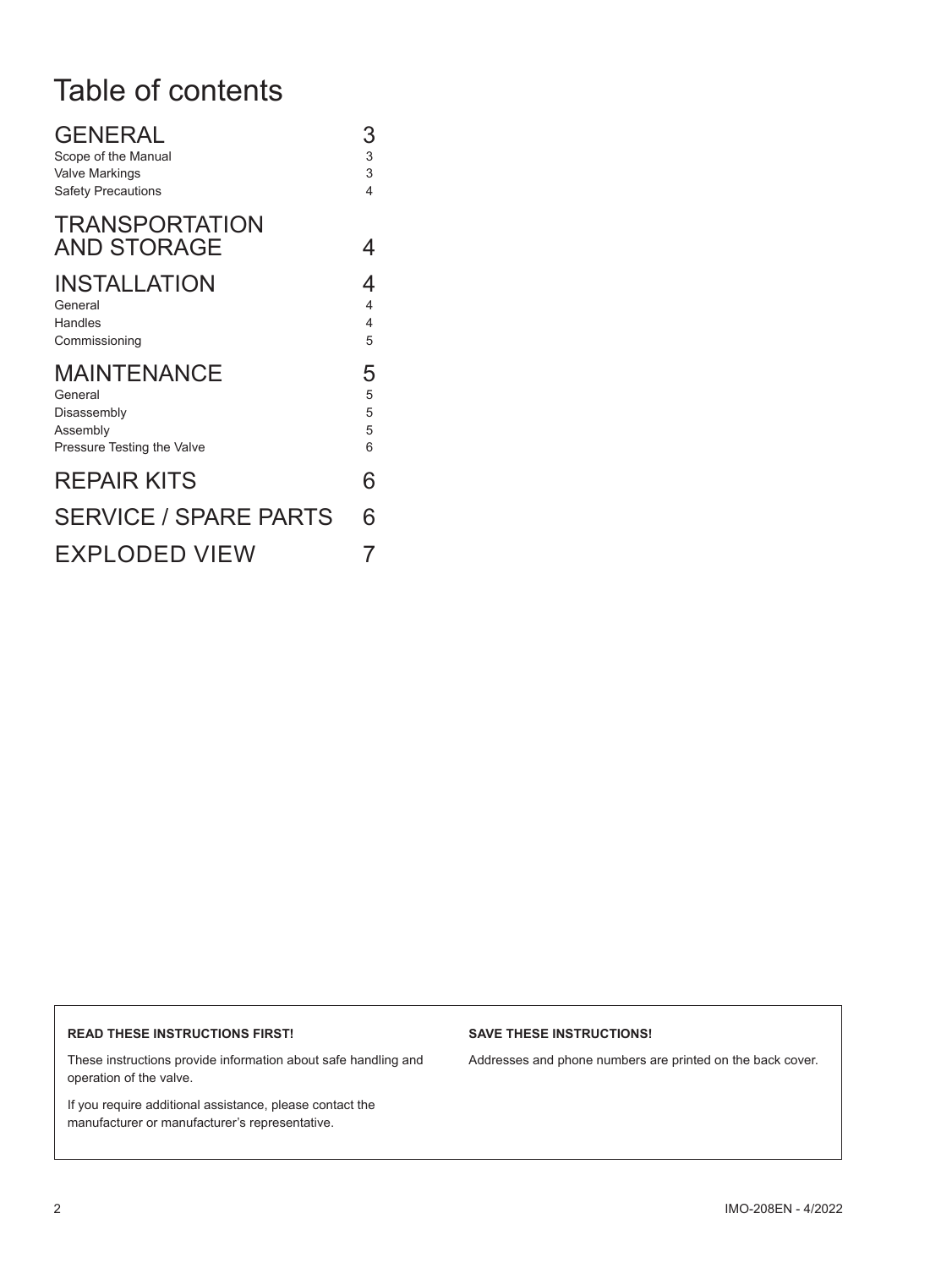# Table of contents

| | |
|---|---|
| **GENERAL** | **3** |
| Scope of the Manual | 3 |
| Valve Markings | 3 |
| Safety Precautions | 4 |
| **TRANSPORTATION AND STORAGE** | **4** |
| **INSTALLATION** | **4** |
| General | 4 |
| Handles | 4 |
| Commissioning | 5 |
| **MAINTENANCE** | **5** |
| General | 5 |
| Disassembly | 5 |
| Assembly | 5 |
| Pressure Testing the Valve | 6 |
| **REPAIR KITS** | **6** |
| **SERVICE / SPARE PARTS** | **6** |
| **EXPLODED VIEW** | **7** |

**READ THESE INSTRUCTIONS FIRST!**

These instructions provide information about safe handling and operation of the valve.

If you require additional assistance, please contact the manufacturer or manufacturer's representative.

**SAVE THESE INSTRUCTIONS!**

Addresses and phone numbers are printed on the back cover.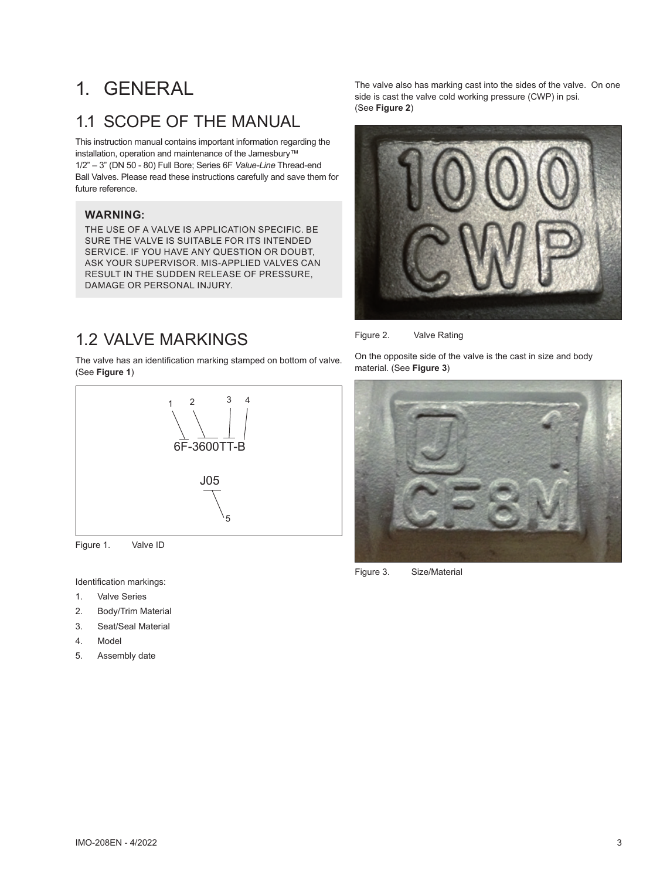# 1. GENERAL

## 1.1 SCOPE OF THE MANUAL

This instruction manual contains important information regarding the installation, operation and maintenance of the Jamesbury™ 1/2" – 3" (DN 50 - 80) Full Bore; Series 6F *Value-Line* Thread-end Ball Valves. Please read these instructions carefully and save them for future reference.

**WARNING:**

THE USE OF A VALVE IS APPLICATION SPECIFIC. BE SURE THE VALVE IS SUITABLE FOR ITS INTENDED SERVICE. IF YOU HAVE ANY QUESTION OR DOUBT, ASK YOUR SUPERVISOR. MIS-APPLIED VALVES CAN RESULT IN THE SUDDEN RELEASE OF PRESSURE, DAMAGE OR PERSONAL INJURY.

## 1.2 VALVE MARKINGS

The valve has an identification marking stamped on bottom of valve. (See **Figure 1**)

6F-3600TT-B

J05

Figure 1. Valve ID

Identification markings:

1. Valve Series
2. Body/Trim Material
3. Seat/Seal Material
4. Model
5. Assembly date

The valve also has marking cast into the sides of the valve. On one side is cast the valve cold working pressure (CWP) in psi. (See **Figure 2**)

Figure 2. Valve Rating

On the opposite side of the valve is the cast in size and body material. (See **Figure 3**)

Figure 3. Size/Material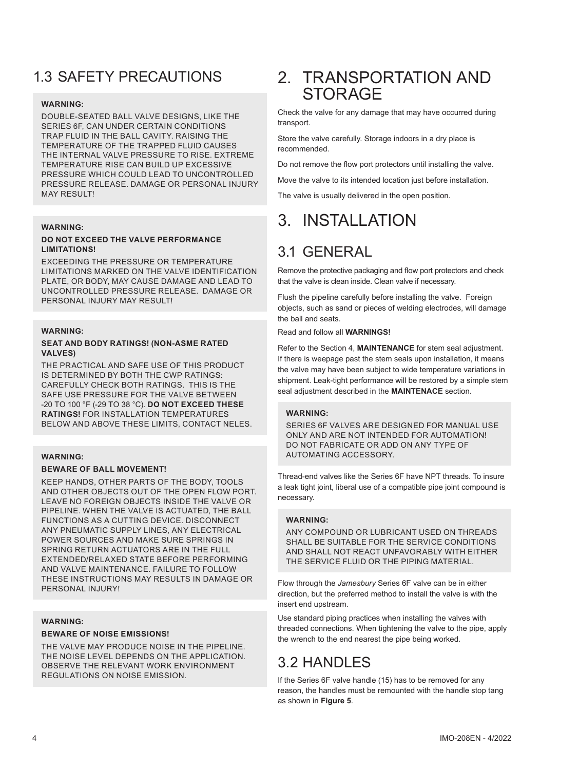## 1.3 SAFETY PRECAUTIONS

**WARNING:**

DOUBLE-SEATED BALL VALVE DESIGNS, LIKE THE SERIES 6F, CAN UNDER CERTAIN CONDITIONS TRAP FLUID IN THE BALL CAVITY. RAISING THE TEMPERATURE OF THE TRAPPED FLUID CAUSES THE INTERNAL VALVE PRESSURE TO RISE. EXTREME TEMPERATURE RISE CAN BUILD UP EXCESSIVE PRESSURE WHICH COULD LEAD TO UNCONTROLLED PRESSURE RELEASE. DAMAGE OR PERSONAL INJURY MAY RESULT!

**WARNING:**

**DO NOT EXCEED THE VALVE PERFORMANCE LIMITATIONS!**

EXCEEDING THE PRESSURE OR TEMPERATURE LIMITATIONS MARKED ON THE VALVE IDENTIFICATION PLATE, OR BODY, MAY CAUSE DAMAGE AND LEAD TO UNCONTROLLED PRESSURE RELEASE. DAMAGE OR PERSONAL INJURY MAY RESULT!

**WARNING:**

**SEAT AND BODY RATINGS! (NON-ASME RATED VALVES)**

THE PRACTICAL AND SAFE USE OF THIS PRODUCT IS DETERMINED BY BOTH THE CWP RATINGS: CAREFULLY CHECK BOTH RATINGS. THIS IS THE SAFE USE PRESSURE FOR THE VALVE BETWEEN -20 TO 100 °F (-29 TO 38 °C). **DO NOT EXCEED THESE RATINGS!** FOR INSTALLATION TEMPERATURES BELOW AND ABOVE THESE LIMITS, CONTACT NELES.

**WARNING:**

**BEWARE OF BALL MOVEMENT!**

KEEP HANDS, OTHER PARTS OF THE BODY, TOOLS AND OTHER OBJECTS OUT OF THE OPEN FLOW PORT. LEAVE NO FOREIGN OBJECTS INSIDE THE VALVE OR PIPELINE. WHEN THE VALVE IS ACTUATED, THE BALL FUNCTIONS AS A CUTTING DEVICE. DISCONNECT ANY PNEUMATIC SUPPLY LINES, ANY ELECTRICAL POWER SOURCES AND MAKE SURE SPRINGS IN SPRING RETURN ACTUATORS ARE IN THE FULL EXTENDED/RELAXED STATE BEFORE PERFORMING AND VALVE MAINTENANCE. FAILURE TO FOLLOW THESE INSTRUCTIONS MAY RESULTS IN DAMAGE OR PERSONAL INJURY!

**WARNING:**

**BEWARE OF NOISE EMISSIONS!**

THE VALVE MAY PRODUCE NOISE IN THE PIPELINE. THE NOISE LEVEL DEPENDS ON THE APPLICATION. OBSERVE THE RELEVANT WORK ENVIRONMENT REGULATIONS ON NOISE EMISSION.

# 2. TRANSPORTATION AND STORAGE

Check the valve for any damage that may have occurred during transport.

Store the valve carefully. Storage indoors in a dry place is recommended.

Do not remove the flow port protectors until installing the valve.

Move the valve to its intended location just before installation.

The valve is usually delivered in the open position.

# 3. INSTALLATION

## 3.1 GENERAL

Remove the protective packaging and flow port protectors and check that the valve is clean inside. Clean valve if necessary.

Flush the pipeline carefully before installing the valve. Foreign objects, such as sand or pieces of welding electrodes, will damage the ball and seats.

Read and follow all **WARNINGS!**

Refer to the Section 4, **MAINTENANCE** for stem seal adjustment. If there is weepage past the stem seals upon installation, it means the valve may have been subject to wide temperature variations in shipment. Leak-tight performance will be restored by a simple stem seal adjustment described in the **MAINTENACE** section.

**WARNING:**

SERIES 6F VALVES ARE DESIGNED FOR MANUAL USE ONLY AND ARE NOT INTENDED FOR AUTOMATION! DO NOT FABRICATE OR ADD ON ANY TYPE OF AUTOMATING ACCESSORY.

Thread-end valves like the Series 6F have NPT threads. To insure a leak tight joint, liberal use of a compatible pipe joint compound is necessary.

**WARNING:**

ANY COMPOUND OR LUBRICANT USED ON THREADS SHALL BE SUITABLE FOR THE SERVICE CONDITIONS AND SHALL NOT REACT UNFAVORABLY WITH EITHER THE SERVICE FLUID OR THE PIPING MATERIAL.

Flow through the *Jamesbury* Series 6F valve can be in either direction, but the preferred method to install the valve is with the insert end upstream.

Use standard piping practices when installing the valves with threaded connections. When tightening the valve to the pipe, apply the wrench to the end nearest the pipe being worked.

## 3.2 HANDLES

If the Series 6F valve handle (15) has to be removed for any reason, the handles must be remounted with the handle stop tang as shown in **Figure 5**.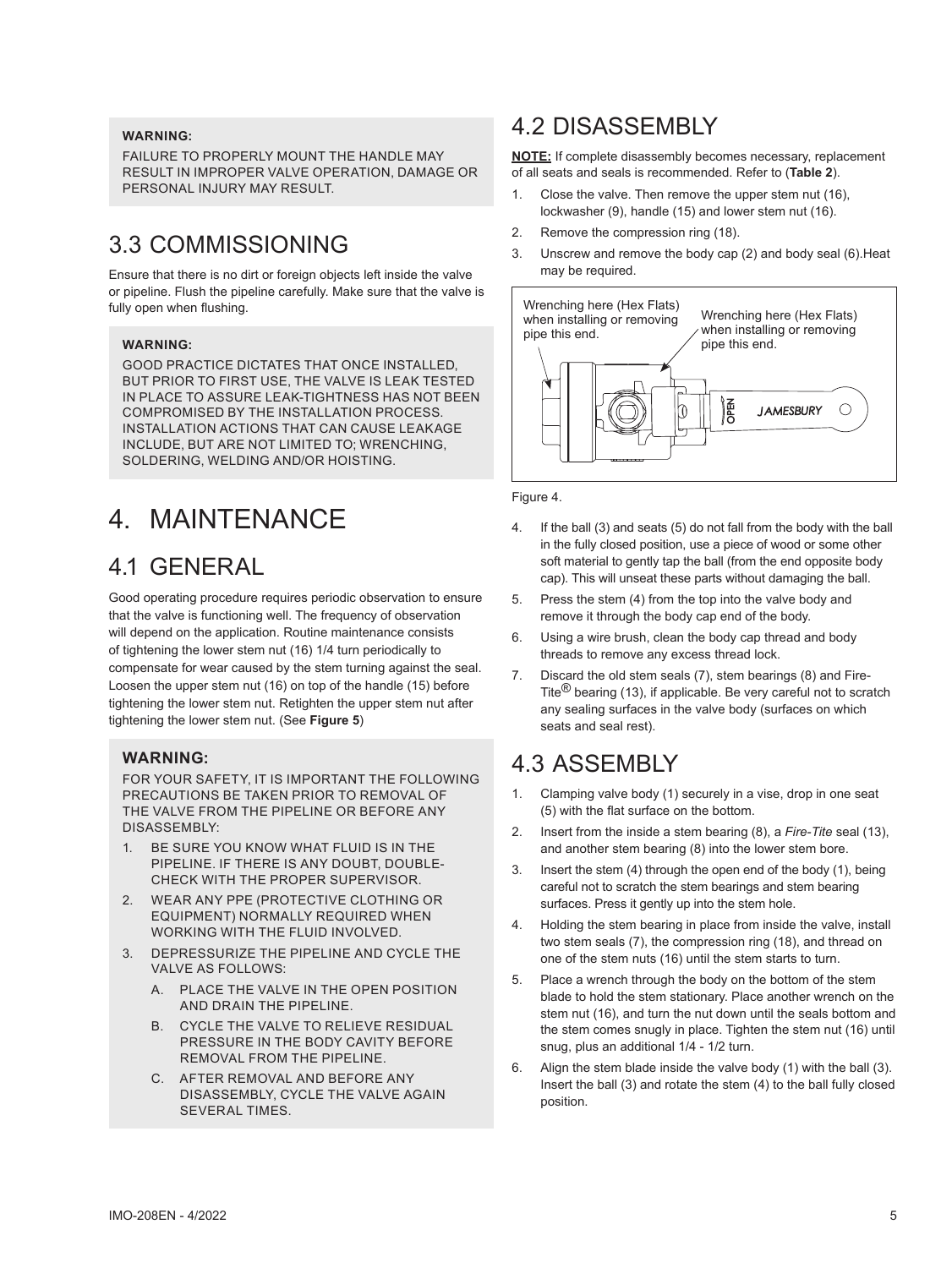**WARNING:**

FAILURE TO PROPERLY MOUNT THE HANDLE MAY RESULT IN IMPROPER VALVE OPERATION, DAMAGE OR PERSONAL INJURY MAY RESULT.

## 3.3 COMMISSIONING

Ensure that there is no dirt or foreign objects left inside the valve or pipeline. Flush the pipeline carefully. Make sure that the valve is fully open when flushing.

**WARNING:**

GOOD PRACTICE DICTATES THAT ONCE INSTALLED, BUT PRIOR TO FIRST USE, THE VALVE IS LEAK TESTED IN PLACE TO ASSURE LEAK-TIGHTNESS HAS NOT BEEN COMPROMISED BY THE INSTALLATION PROCESS. INSTALLATION ACTIONS THAT CAN CAUSE LEAKAGE INCLUDE, BUT ARE NOT LIMITED TO; WRENCHING, SOLDERING, WELDING AND/OR HOISTING.

# 4. MAINTENANCE

## 4.1 GENERAL

Good operating procedure requires periodic observation to ensure that the valve is functioning well. The frequency of observation will depend on the application. Routine maintenance consists of tightening the lower stem nut (16) 1/4 turn periodically to compensate for wear caused by the stem turning against the seal. Loosen the upper stem nut (16) on top of the handle (15) before tightening the lower stem nut. Retighten the upper stem nut after tightening the lower stem nut. (See **Figure 5**)

**WARNING:**

FOR YOUR SAFETY, IT IS IMPORTANT THE FOLLOWING PRECAUTIONS BE TAKEN PRIOR TO REMOVAL OF THE VALVE FROM THE PIPELINE OR BEFORE ANY DISASSEMBLY:

1. BE SURE YOU KNOW WHAT FLUID IS IN THE PIPELINE. IF THERE IS ANY DOUBT, DOUBLE-CHECK WITH THE PROPER SUPERVISOR.
2. WEAR ANY PPE (PROTECTIVE CLOTHING OR EQUIPMENT) NORMALLY REQUIRED WHEN WORKING WITH THE FLUID INVOLVED.
3. DEPRESSURIZE THE PIPELINE AND CYCLE THE VALVE AS FOLLOWS:
   A. PLACE THE VALVE IN THE OPEN POSITION AND DRAIN THE PIPELINE.
   B. CYCLE THE VALVE TO RELIEVE RESIDUAL PRESSURE IN THE BODY CAVITY BEFORE REMOVAL FROM THE PIPELINE.
   C. AFTER REMOVAL AND BEFORE ANY DISASSEMBLY, CYCLE THE VALVE AGAIN SEVERAL TIMES.

## 4.2 DISASSEMBLY

**NOTE:** If complete disassembly becomes necessary, replacement of all seats and seals is recommended. Refer to (**Table 2**).

1. Close the valve. Then remove the upper stem nut (16), lockwasher (9), handle (15) and lower stem nut (16).
2. Remove the compression ring (18).
3. Unscrew and remove the body cap (2) and body seal (6).Heat may be required.

Wrenching here (Hex Flats) when installing or removing pipe this end.

Wrenching here (Hex Flats) when installing or removing pipe this end.

OPEN

JAMESBURY

Figure 4.

4. If the ball (3) and seats (5) do not fall from the body with the ball in the fully closed position, use a piece of wood or some other soft material to gently tap the ball (from the end opposite body cap). This will unseat these parts without damaging the ball.
5. Press the stem (4) from the top into the valve body and remove it through the body cap end of the body.
6. Using a wire brush, clean the body cap thread and body threads to remove any excess thread lock.
7. Discard the old stem seals (7), stem bearings (8) and Fire-Tite® bearing (13), if applicable. Be very careful not to scratch any sealing surfaces in the valve body (surfaces on which seats and seal rest).

## 4.3 ASSEMBLY

1. Clamping valve body (1) securely in a vise, drop in one seat (5) with the flat surface on the bottom.
2. Insert from the inside a stem bearing (8), a *Fire-Tite* seal (13), and another stem bearing (8) into the lower stem bore.
3. Insert the stem (4) through the open end of the body (1), being careful not to scratch the stem bearings and stem bearing surfaces. Press it gently up into the stem hole.
4. Holding the stem bearing in place from inside the valve, install two stem seals (7), the compression ring (18), and thread on one of the stem nuts (16) until the stem starts to turn.
5. Place a wrench through the body on the bottom of the stem blade to hold the stem stationary. Place another wrench on the stem nut (16), and turn the nut down until the seals bottom and the stem comes snugly in place. Tighten the stem nut (16) until snug, plus an additional 1/4 - 1/2 turn.
6. Align the stem blade inside the valve body (1) with the ball (3). Insert the ball (3) and rotate the stem (4) to the ball fully closed position.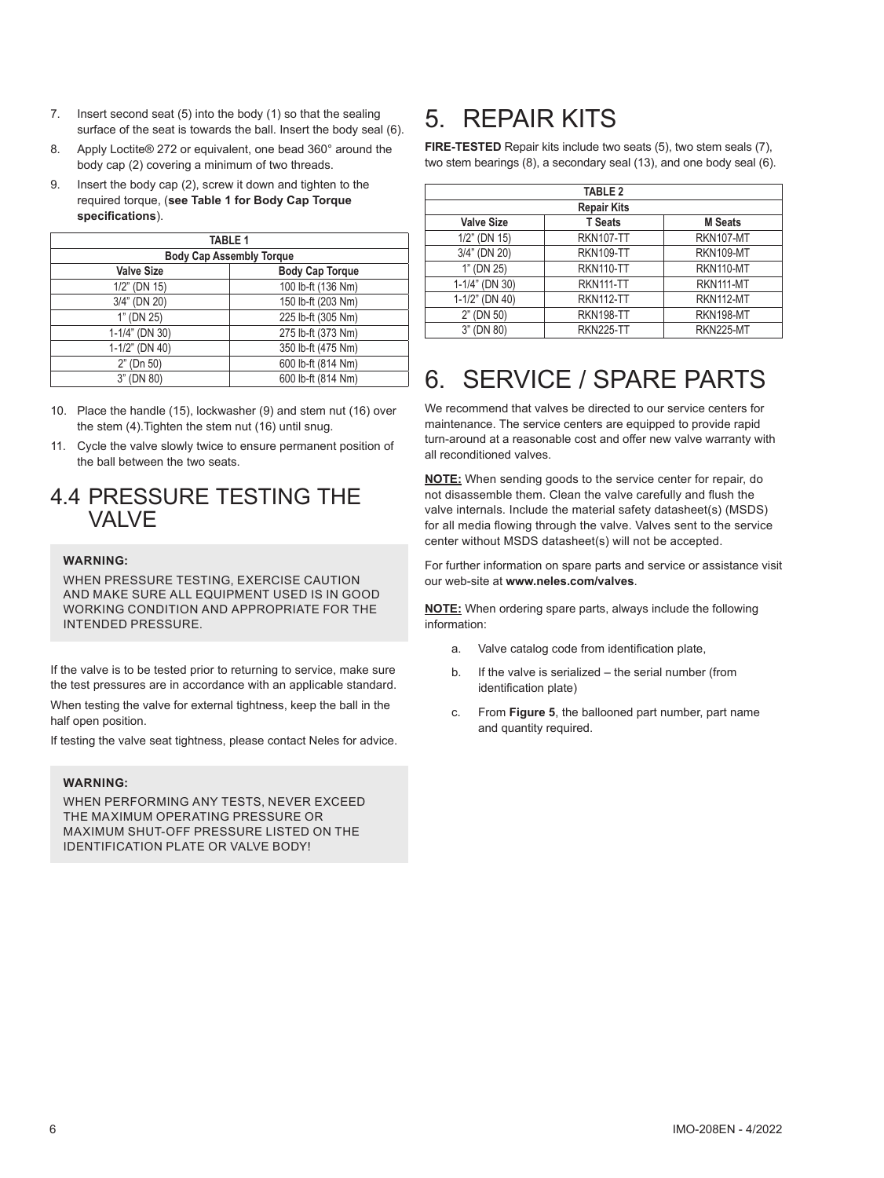7. Insert second seat (5) into the body (1) so that the sealing surface of the seat is towards the ball. Insert the body seal (6).
8. Apply Loctite® 272 or equivalent, one bead 360° around the body cap (2) covering a minimum of two threads.
9. Insert the body cap (2), screw it down and tighten to the required torque, (**see Table 1 for Body Cap Torque specifications**).

| TABLE 1 | |
|---|---|
| **Body Cap Assembly Torque** | |
| **Valve Size** | **Body Cap Torque** |
| 1/2" (DN 15) | 100 lb-ft (136 Nm) |
| 3/4" (DN 20) | 150 lb-ft (203 Nm) |
| 1" (DN 25) | 225 lb-ft (305 Nm) |
| 1-1/4" (DN 30) | 275 lb-ft (373 Nm) |
| 1-1/2" (DN 40) | 350 lb-ft (475 Nm) |
| 2" (Dn 50) | 600 lb-ft (814 Nm) |
| 3" (DN 80) | 600 lb-ft (814 Nm) |

10. Place the handle (15), lockwasher (9) and stem nut (16) over the stem (4).Tighten the stem nut (16) until snug.
11. Cycle the valve slowly twice to ensure permanent position of the ball between the two seats.

## 4.4 PRESSURE TESTING THE VALVE

**WARNING:**

WHEN PRESSURE TESTING, EXERCISE CAUTION AND MAKE SURE ALL EQUIPMENT USED IS IN GOOD WORKING CONDITION AND APPROPRIATE FOR THE INTENDED PRESSURE.

If the valve is to be tested prior to returning to service, make sure the test pressures are in accordance with an applicable standard.

When testing the valve for external tightness, keep the ball in the half open position.

If testing the valve seat tightness, please contact Neles for advice.

**WARNING:**

WHEN PERFORMING ANY TESTS, NEVER EXCEED THE MAXIMUM OPERATING PRESSURE OR MAXIMUM SHUT-OFF PRESSURE LISTED ON THE IDENTIFICATION PLATE OR VALVE BODY!

# 5. REPAIR KITS

**FIRE-TESTED** Repair kits include two seats (5), two stem seals (7), two stem bearings (8), a secondary seal (13), and one body seal (6).

| TABLE 2 | | |
|---|---|---|
| **Repair Kits** | | |
| **Valve Size** | **T Seats** | **M Seats** |
| 1/2" (DN 15) | RKN107-TT | RKN107-MT |
| 3/4" (DN 20) | RKN109-TT | RKN109-MT |
| 1" (DN 25) | RKN110-TT | RKN110-MT |
| 1-1/4" (DN 30) | RKN111-TT | RKN111-MT |
| 1-1/2" (DN 40) | RKN112-TT | RKN112-MT |
| 2" (DN 50) | RKN198-TT | RKN198-MT |
| 3" (DN 80) | RKN225-TT | RKN225-MT |

# 6. SERVICE / SPARE PARTS

We recommend that valves be directed to our service centers for maintenance. The service centers are equipped to provide rapid turn-around at a reasonable cost and offer new valve warranty with all reconditioned valves.

**NOTE:** When sending goods to the service center for repair, do not disassemble them. Clean the valve carefully and flush the valve internals. Include the material safety datasheet(s) (MSDS) for all media flowing through the valve. Valves sent to the service center without MSDS datasheet(s) will not be accepted.

For further information on spare parts and service or assistance visit our web-site at **www.neles.com/valves**.

**NOTE:** When ordering spare parts, always include the following information:

a. Valve catalog code from identification plate,
b. If the valve is serialized – the serial number (from identification plate)
c. From **Figure 5**, the ballooned part number, part name and quantity required.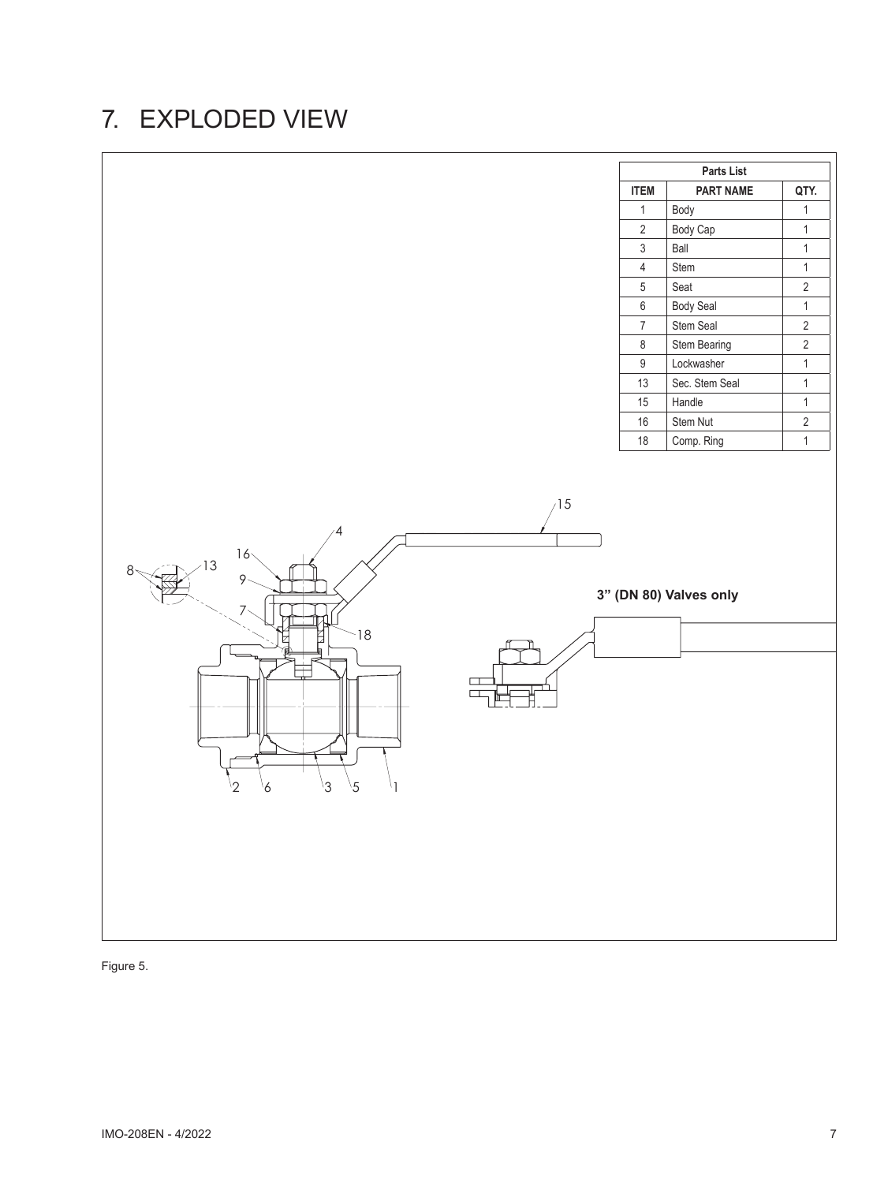# 7. EXPLODED VIEW

| Parts List | | |
|---|---|---|
| **ITEM** | **PART NAME** | **QTY.** |
| 1 | Body | 1 |
| 2 | Body Cap | 1 |
| 3 | Ball | 1 |
| 4 | Stem | 1 |
| 5 | Seat | 2 |
| 6 | Body Seal | 1 |
| 7 | Stem Seal | 2 |
| 8 | Stem Bearing | 2 |
| 9 | Lockwasher | 1 |
| 13 | Sec. Stem Seal | 1 |
| 15 | Handle | 1 |
| 16 | Stem Nut | 2 |
| 18 | Comp. Ring | 1 |

**3" (DN 80) Valves only**

Figure 5.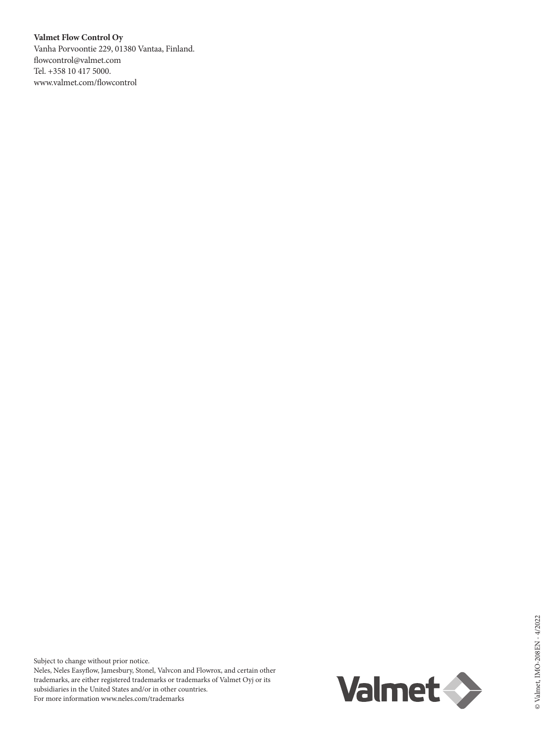**Valmet Flow Control Oy**
Vanha Porvoontie 229, 01380 Vantaa, Finland.
flowcontrol@valmet.com
Tel. +358 10 417 5000.
www.valmet.com/flowcontrol

Subject to change without prior notice.
Neles, Neles Easyflow, Jamesbury, Stonel, Valvcon and Flowrox, and certain other trademarks, are either registered trademarks or trademarks of Valmet Oyj or its subsidiaries in the United States and/or in other countries.
For more information www.neles.com/trademarks

© Valmet, IMO-208EN - 4/2022